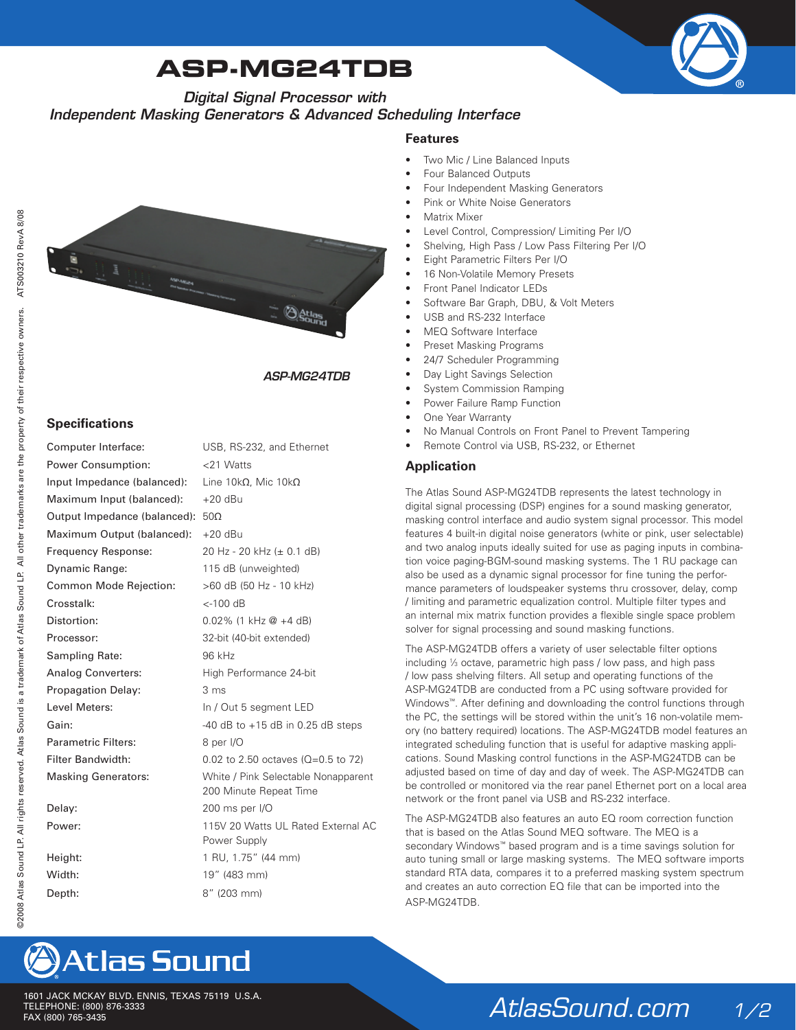# ASP-MG24TDB

*Digital Signal Processor with*
*Independent Masking Generators & Advanced Scheduling Interface*

*ASP-MG24TDB*

## Specifications

| | |
|---|---|
| Computer Interface: | USB, RS-232, and Ethernet |
| Power Consumption: | <21 Watts |
| Input Impedance (balanced): | Line 10kΩ, Mic 10kΩ |
| Maximum Input (balanced): | +20 dBu |
| Output Impedance (balanced): | 50Ω |
| Maximum Output (balanced): | +20 dBu |
| Frequency Response: | 20 Hz - 20 kHz (± 0.1 dB) |
| Dynamic Range: | 115 dB (unweighted) |
| Common Mode Rejection: | >60 dB (50 Hz - 10 kHz) |
| Crosstalk: | <-100 dB |
| Distortion: | 0.02% (1 kHz @ +4 dB) |
| Processor: | 32-bit (40-bit extended) |
| Sampling Rate: | 96 kHz |
| Analog Converters: | High Performance 24-bit |
| Propagation Delay: | 3 ms |
| Level Meters: | In / Out 5 segment LED |
| Gain: | -40 dB to +15 dB in 0.25 dB steps |
| Parametric Filters: | 8 per I/O |
| Filter Bandwidth: | 0.02 to 2.50 octaves (Q=0.5 to 72) |
| Masking Generators: | White / Pink Selectable Nonapparent 200 Minute Repeat Time |
| Delay: | 200 ms per I/O |
| Power: | 115V 20 Watts UL Rated External AC Power Supply |
| Height: | 1 RU, 1.75" (44 mm) |
| Width: | 19" (483 mm) |
| Depth: | 8" (203 mm) |

## Features

- Two Mic / Line Balanced Inputs
- Four Balanced Outputs
- Four Independent Masking Generators
- Pink or White Noise Generators
- Matrix Mixer
- Level Control, Compression/ Limiting Per I/O
- Shelving, High Pass / Low Pass Filtering Per I/O
- Eight Parametric Filters Per I/O
- 16 Non-Volatile Memory Presets
- Front Panel Indicator LEDs
- Software Bar Graph, DBU, & Volt Meters
- USB and RS-232 Interface
- MEQ Software Interface
- Preset Masking Programs
- 24/7 Scheduler Programming
- Day Light Savings Selection
- System Commission Ramping
- Power Failure Ramp Function
- One Year Warranty
- No Manual Controls on Front Panel to Prevent Tampering
- Remote Control via USB, RS-232, or Ethernet

## Application

The Atlas Sound ASP-MG24TDB represents the latest technology in digital signal processing (DSP) engines for a sound masking generator, masking control interface and audio system signal processor. This model features 4 built-in digital noise generators (white or pink, user selectable) and two analog inputs ideally suited for use as paging inputs in combination voice paging-BGM-sound masking systems. The 1 RU package can also be used as a dynamic signal processor for fine tuning the performance parameters of loudspeaker systems thru crossover, delay, comp / limiting and parametric equalization control. Multiple filter types and an internal mix matrix function provides a flexible single space problem solver for signal processing and sound masking functions.

The ASP-MG24TDB offers a variety of user selectable filter options including ⅓ octave, parametric high pass / low pass, and high pass / low pass shelving filters. All setup and operating functions of the ASP-MG24TDB are conducted from a PC using software provided for Windows™. After defining and downloading the control functions through the PC, the settings will be stored within the unit's 16 non-volatile memory (no battery required) locations. The ASP-MG24TDB model features an integrated scheduling function that is useful for adaptive masking applications. Sound Masking control functions in the ASP-MG24TDB can be adjusted based on time of day and day of week. The ASP-MG24TDB can be controlled or monitored via the rear panel Ethernet port on a local area network or the front panel via USB and RS-232 interface.

The ASP-MG24TDB also features an auto EQ room correction function that is based on the Atlas Sound MEQ software. The MEQ is a secondary Windows™ based program and is a time savings solution for auto tuning small or large masking systems. The MEQ software imports standard RTA data, compares it to a preferred masking system spectrum and creates an auto correction EQ file that can be imported into the ASP-MG24TDB.

©2008 Atlas Sound LP. All rights reserved. Atlas Sound is a trademark of Atlas Sound LP. All other trademarks are the property of their respective owners. ATS003210 RevA 8/08

Atlas Sound

1601 JACK MCKAY BLVD. ENNIS, TEXAS 75119 U.S.A.
TELEPHONE: (800) 876-3333
FAX (800) 765-3435

AtlasSound.com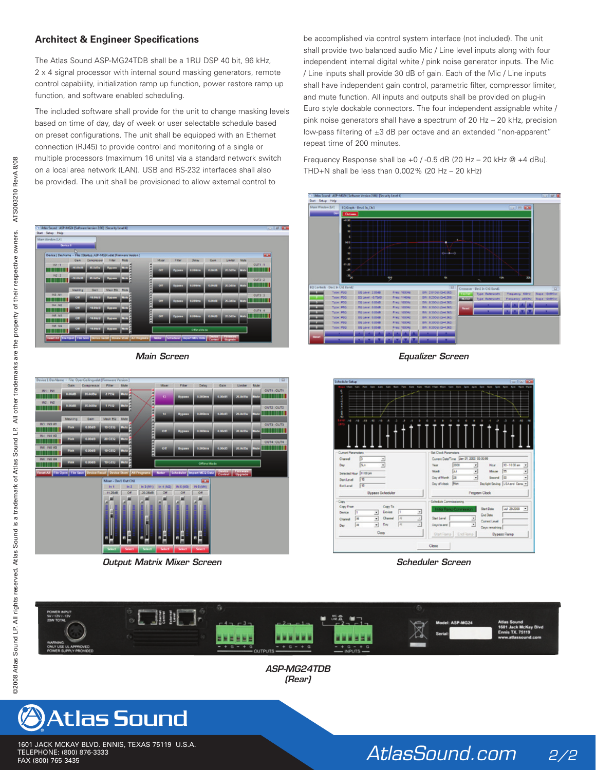## Architect & Engineer Specifications

The Atlas Sound ASP-MG24TDB shall be a 1RU DSP 40 bit, 96 kHz, 2 x 4 signal processor with internal sound masking generators, remote control capability, initialization ramp up function, power restore ramp up function, and software enabled scheduling.

The included software shall provide for the unit to change masking levels based on time of day, day of week or user selectable schedule based on preset configurations. The unit shall be equipped with an Ethernet connection (RJ45) to provide control and monitoring of a single or multiple processors (maximum 16 units) via a standard network switch on a local area network (LAN). USB and RS-232 interfaces shall also be provided. The unit shall be provisioned to allow external control to be accomplished via control system interface (not included). The unit shall provide two balanced audio Mic / Line level inputs along with four independent internal digital white / pink noise generator inputs. The Mic / Line inputs shall provide 30 dB of gain. Each of the Mic / Line inputs shall have independent gain control, parametric filter, compressor limiter, and mute function. All inputs and outputs shall be provided on plug-in Euro style dockable connectors. The four independent assignable white / pink noise generators shall have a spectrum of 20 Hz – 20 kHz, precision low-pass filtering of ±3 dB per octave and an extended "non-apparent" repeat time of 200 minutes.

Frequency Response shall be +0 / -0.5 dB (20 Hz – 20 kHz @ +4 dBu). THD+N shall be less than 0.002% (20 Hz – 20 kHz)

*Main Screen*

*Equalizer Screen*

*Output Matrix Mixer Screen*

*Scheduler Screen*

*ASP-MG24TDB (Rear)*

©2008 Atlas Sound LP. All rights reserved. Atlas Sound is a trademark of Atlas Sound LP. All other trademarks are the property of their respective owners. ATS003210 RevA 8/08

Atlas Sound

1601 JACK MCKAY BLVD. ENNIS, TEXAS 75119 U.S.A.
TELEPHONE: (800) 876-3333
FAX (800) 765-3435

AtlasSound.com